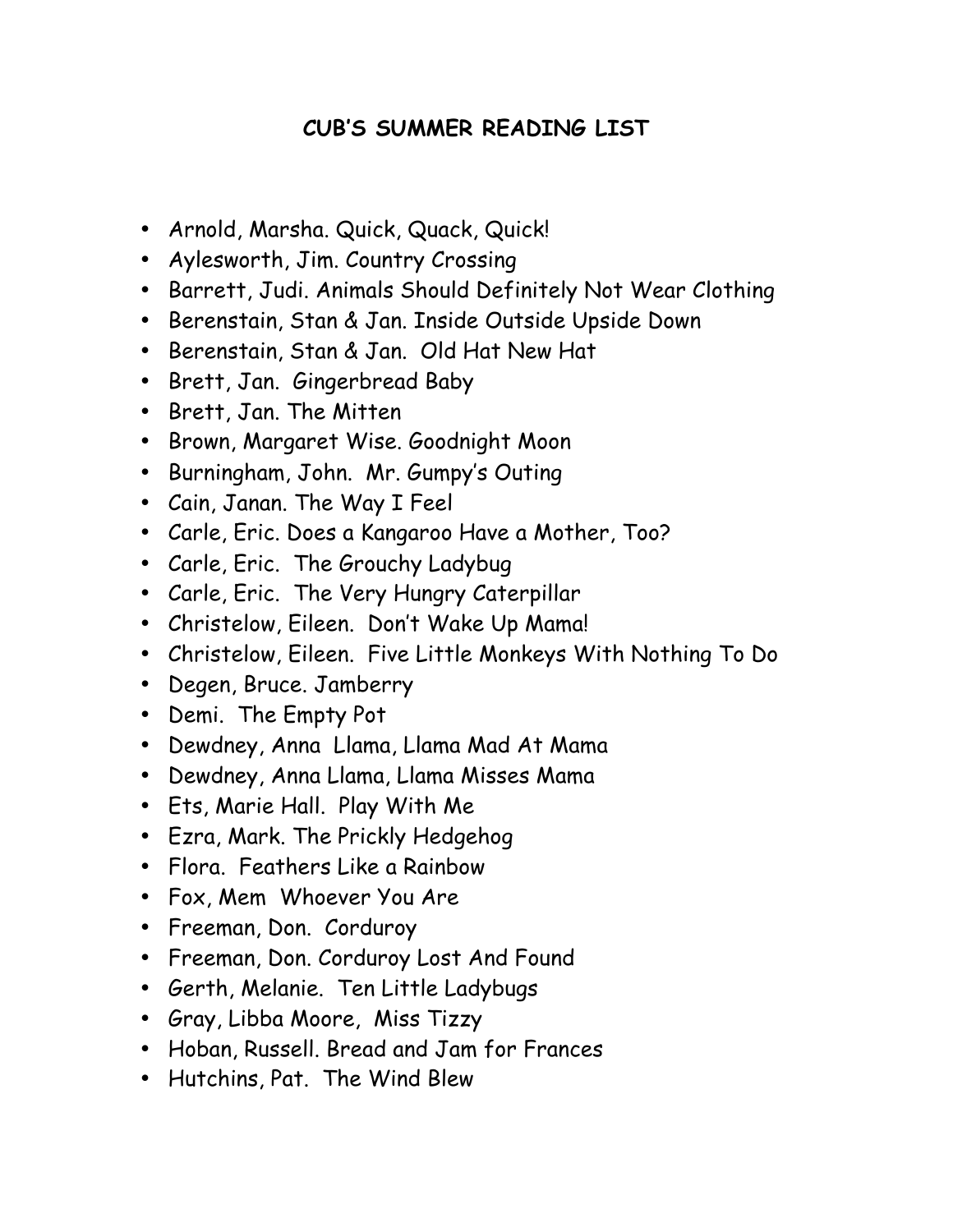# CUB'S SUMMER READING LIST

- Arnold, Marsha. Quick, Quack, Quick!
- Aylesworth, Jim. Country Crossing
- Barrett, Judi. Animals Should Definitely Not Wear Clothing
- Berenstain, Stan & Jan. Inside Outside Upside Down
- Berenstain, Stan & Jan. Old Hat New Hat
- Brett, Jan. Gingerbread Baby
- Brett, Jan. The Mitten
- Brown, Margaret Wise. Goodnight Moon
- Burningham, John. Mr. Gumpy's Outing
- Cain, Janan. The Way I Feel
- Carle, Eric. Does a Kangaroo Have a Mother, Too?
- Carle, Eric. The Grouchy Ladybug
- Carle, Eric. The Very Hungry Caterpillar
- Christelow, Eileen. Don't Wake Up Mama!
- Christelow, Eileen. Five Little Monkeys With Nothing To Do
- Degen, Bruce. Jamberry
- Demi. The Empty Pot
- Dewdney, Anna Llama, Llama Mad At Mama
- Dewdney, Anna Llama, Llama Misses Mama
- Ets, Marie Hall. Play With Me
- Ezra, Mark. The Prickly Hedgehog
- Flora. Feathers Like a Rainbow
- Fox, Mem Whoever You Are
- Freeman, Don. Corduroy
- Freeman, Don. Corduroy Lost And Found
- Gerth, Melanie. Ten Little Ladybugs
- Gray, Libba Moore, Miss Tizzy
- Hoban, Russell. Bread and Jam for Frances
- Hutchins, Pat. The Wind Blew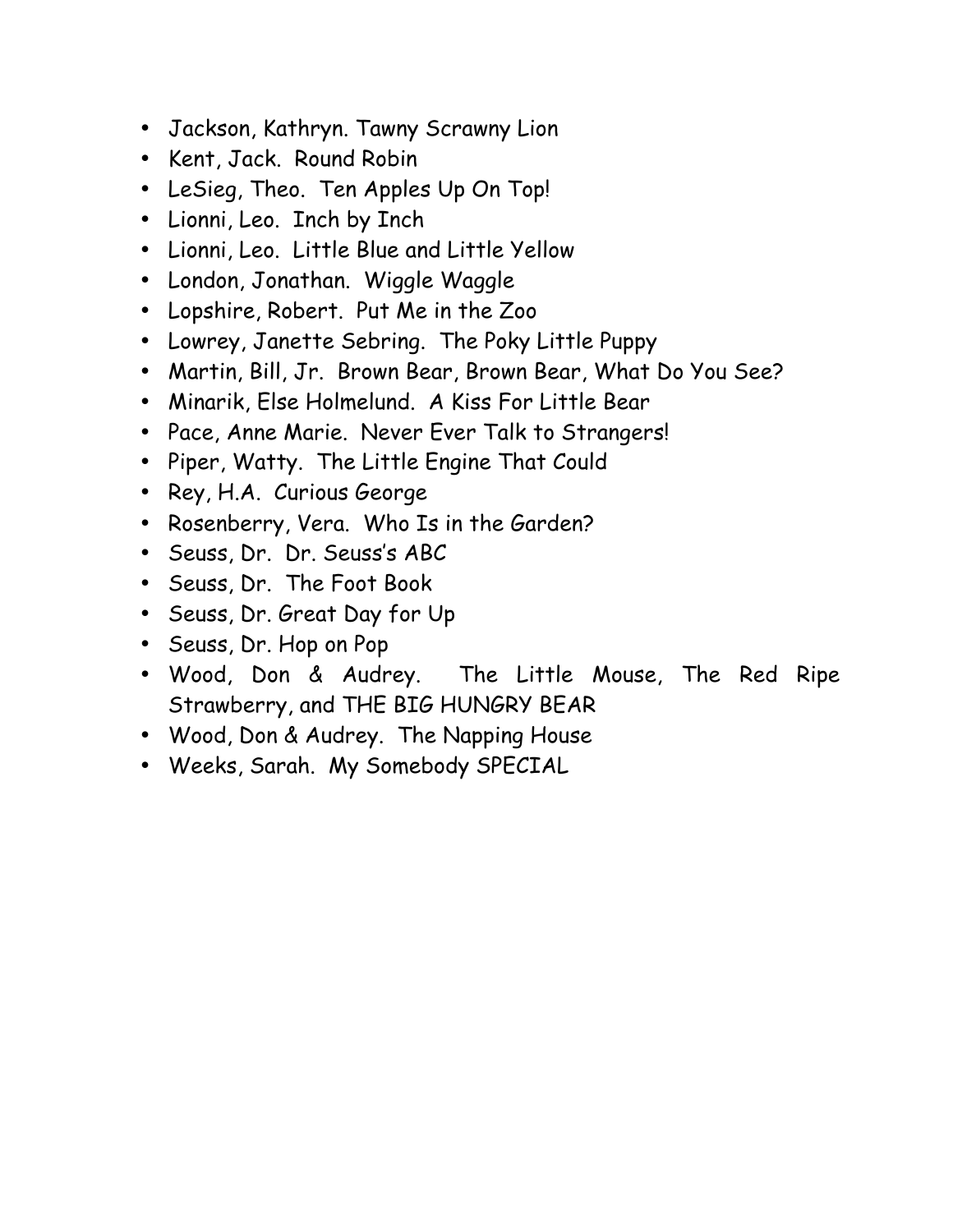- Jackson, Kathryn. Tawny Scrawny Lion
- Kent, Jack. Round Robin
- LeSieg, Theo. Ten Apples Up On Top!
- Lionni, Leo. Inch by Inch
- Lionni, Leo. Little Blue and Little Yellow
- London, Jonathan. Wiggle Waggle
- Lopshire, Robert. Put Me in the Zoo
- Lowrey, Janette Sebring. The Poky Little Puppy
- Martin, Bill, Jr. Brown Bear, Brown Bear, What Do You See?
- Minarik, Else Holmelund. A Kiss For Little Bear
- Pace, Anne Marie. Never Ever Talk to Strangers!
- Piper, Watty. The Little Engine That Could
- Rey, H.A. Curious George
- Rosenberry, Vera. Who Is in the Garden?
- Seuss, Dr. Dr. Seuss's ABC
- Seuss, Dr. The Foot Book
- Seuss, Dr. Great Day for Up
- Seuss, Dr. Hop on Pop
- Wood, Don & Audrey. The Little Mouse, The Red Ripe Strawberry, and THE BIG HUNGRY BEAR
- Wood, Don & Audrey. The Napping House
- Weeks, Sarah. My Somebody SPECIAL